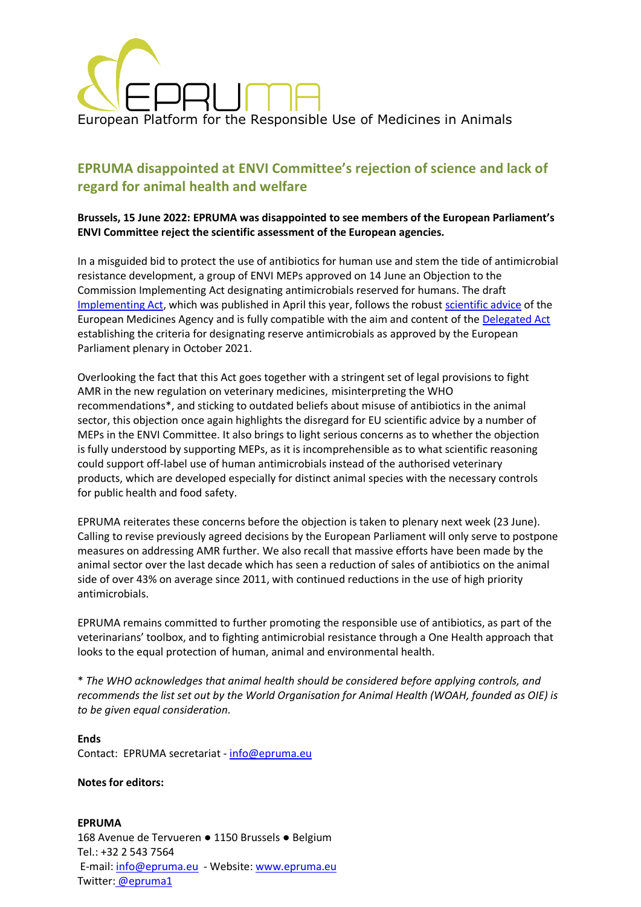EPRUMA

European Platform for the Responsible Use of Medicines in Animals

## EPRUMA disappointed at ENVI Committee's rejection of science and lack of regard for animal health and welfare

**Brussels, 15 June 2022: EPRUMA was disappointed to see members of the European Parliament's ENVI Committee reject the scientific assessment of the European agencies.**

In a misguided bid to protect the use of antibiotics for human use and stem the tide of antimicrobial resistance development, a group of ENVI MEPs approved on 14 June an Objection to the Commission Implementing Act designating antimicrobials reserved for humans. The draft Implementing Act, which was published in April this year, follows the robust scientific advice of the European Medicines Agency and is fully compatible with the aim and content of the Delegated Act establishing the criteria for designating reserve antimicrobials as approved by the European Parliament plenary in October 2021.

Overlooking the fact that this Act goes together with a stringent set of legal provisions to fight AMR in the new regulation on veterinary medicines, misinterpreting the WHO recommendations*, and sticking to outdated beliefs about misuse of antibiotics in the animal sector, this objection once again highlights the disregard for EU scientific advice by a number of MEPs in the ENVI Committee. It also brings to light serious concerns as to whether the objection is fully understood by supporting MEPs, as it is incomprehensible as to what scientific reasoning could support off-label use of human antimicrobials instead of the authorised veterinary products, which are developed especially for distinct animal species with the necessary controls for public health and food safety.

EPRUMA reiterates these concerns before the objection is taken to plenary next week (23 June). Calling to revise previously agreed decisions by the European Parliament will only serve to postpone measures on addressing AMR further. We also recall that massive efforts have been made by the animal sector over the last decade which has seen a reduction of sales of antibiotics on the animal side of over 43% on average since 2011, with continued reductions in the use of high priority antimicrobials.

EPRUMA remains committed to further promoting the responsible use of antibiotics, as part of the veterinarians' toolbox, and to fighting antimicrobial resistance through a One Health approach that looks to the equal protection of human, animal and environmental health.

*\* The WHO acknowledges that animal health should be considered before applying controls, and recommends the list set out by the World Organisation for Animal Health (WOAH, founded as OIE) is to be given equal consideration.*

**Ends**

Contact: EPRUMA secretariat - info@epruma.eu

**Notes for editors:**

**EPRUMA**

168 Avenue de Tervueren ● 1150 Brussels ● Belgium

Tel.: +32 2 543 7564

E-mail: info@epruma.eu - Website: www.epruma.eu

Twitter: @epruma1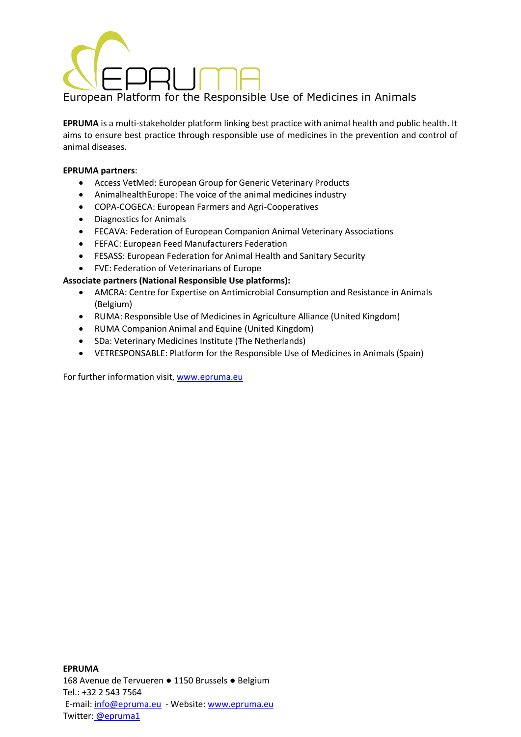# EPRUMA

European Platform for the Responsible Use of Medicines in Animals

**EPRUMA** is a multi-stakeholder platform linking best practice with animal health and public health. It aims to ensure best practice through responsible use of medicines in the prevention and control of animal diseases.

**EPRUMA partners**:

- Access VetMed: European Group for Generic Veterinary Products
- AnimalhealthEurope: The voice of the animal medicines industry
- COPA-COGECA: European Farmers and Agri-Cooperatives
- Diagnostics for Animals
- FECAVA: Federation of European Companion Animal Veterinary Associations
- FEFAC: European Feed Manufacturers Federation
- FESASS: European Federation for Animal Health and Sanitary Security
- FVE: Federation of Veterinarians of Europe

**Associate partners (National Responsible Use platforms):**

- AMCRA: Centre for Expertise on Antimicrobial Consumption and Resistance in Animals (Belgium)
- RUMA: Responsible Use of Medicines in Agriculture Alliance (United Kingdom)
- RUMA Companion Animal and Equine (United Kingdom)
- SDa: Veterinary Medicines Institute (The Netherlands)
- VETRESPONSABLE: Platform for the Responsible Use of Medicines in Animals (Spain)

For further information visit, www.epruma.eu

**EPRUMA**
168 Avenue de Tervueren ● 1150 Brussels ● Belgium
Tel.: +32 2 543 7564
E-mail: info@epruma.eu - Website: www.epruma.eu
Twitter: @epruma1